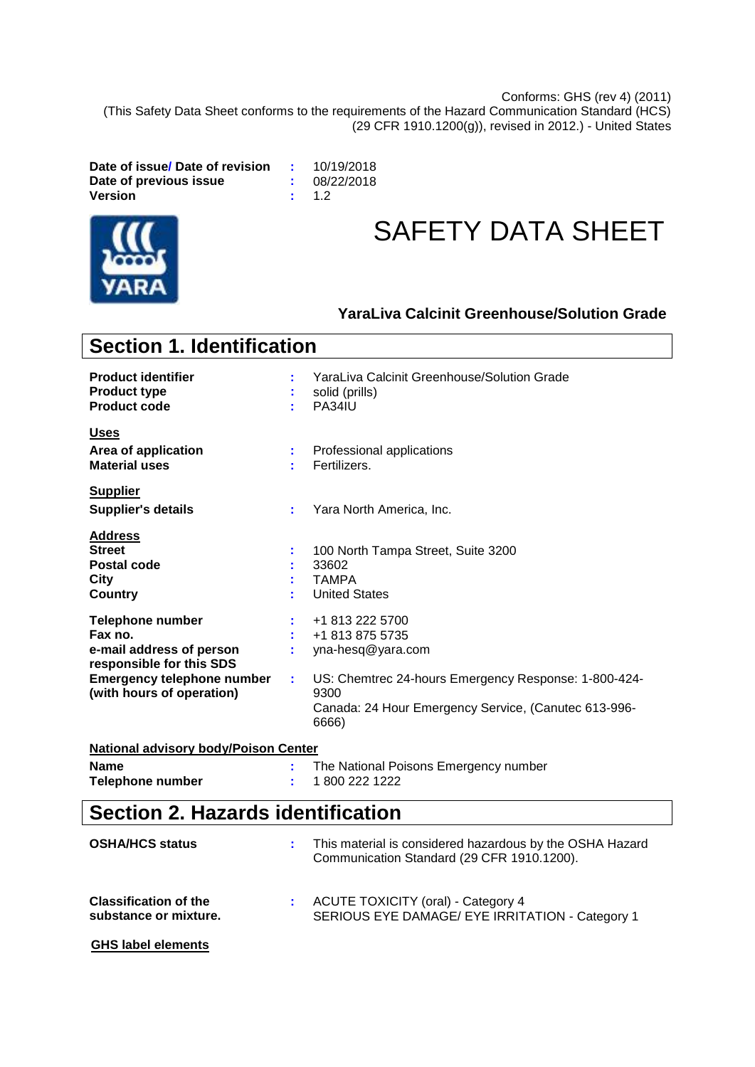Conforms: GHS (rev 4) (2011)
(This Safety Data Sheet conforms to the requirements of the Hazard Communication Standard (HCS) (29 CFR 1910.1200(g)), revised in 2012.) - United States

**Date of issue/ Date of revision** : 10/19/2018
**Date of previous issue** : 08/22/2018
**Version** : 1.2

# SAFETY DATA SHEET

**YaraLiva Calcinit Greenhouse/Solution Grade**

## Section 1. Identification

**Product identifier** : YaraLiva Calcinit Greenhouse/Solution Grade
**Product type** : solid (prills)
**Product code** : PA34IU

**Uses**

**Area of application** : Professional applications
**Material uses** : Fertilizers.

**Supplier**

**Supplier's details** : Yara North America, Inc.

**Address**

**Street** : 100 North Tampa Street, Suite 3200
**Postal code** : 33602
**City** : TAMPA
**Country** : United States

**Telephone number** : +1 813 222 5700
**Fax no.** : +1 813 875 5735
**e-mail address of person responsible for this SDS** : yna-hesq@yara.com
**Emergency telephone number (with hours of operation)** : US: Chemtrec 24-hours Emergency Response: 1-800-424-9300
Canada: 24 Hour Emergency Service, (Canutec 613-996-6666)

**National advisory body/Poison Center**

**Name** : The National Poisons Emergency number
**Telephone number** : 1 800 222 1222

## Section 2. Hazards identification

**OSHA/HCS status** : This material is considered hazardous by the OSHA Hazard Communication Standard (29 CFR 1910.1200).

**Classification of the substance or mixture.** : ACUTE TOXICITY (oral) - Category 4
SERIOUS EYE DAMAGE/ EYE IRRITATION - Category 1

**GHS label elements**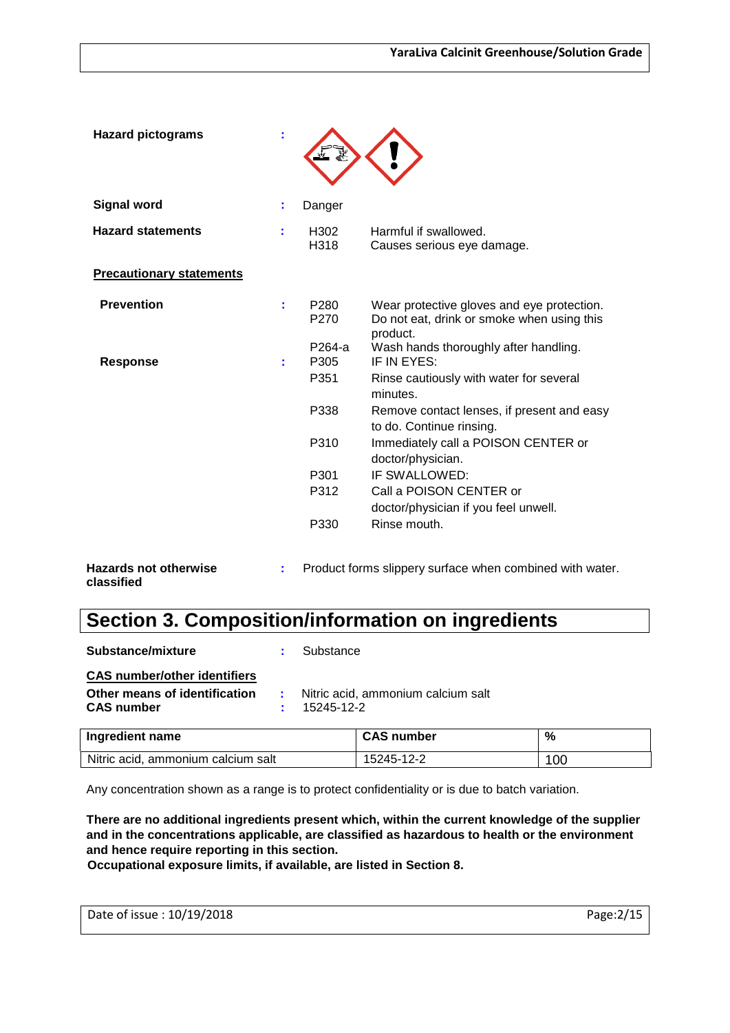**Hazard pictograms** :

**Signal word** : Danger

**Hazard statements** :

| | |
|---|---|
| H302 | Harmful if swallowed. |
| H318 | Causes serious eye damage. |

**Precautionary statements**

**Prevention** :

| | |
|---|---|
| P280 | Wear protective gloves and eye protection. |
| P270 | Do not eat, drink or smoke when using this product. |
| P264-a | Wash hands thoroughly after handling. |

**Response** :

| | |
|---|---|
| P305 | IF IN EYES: |
| P351 | Rinse cautiously with water for several minutes. |
| P338 | Remove contact lenses, if present and easy to do. Continue rinsing. |
| P310 | Immediately call a POISON CENTER or doctor/physician. |
| P301 | IF SWALLOWED: |
| P312 | Call a POISON CENTER or doctor/physician if you feel unwell. |
| P330 | Rinse mouth. |

**Hazards not otherwise classified** : Product forms slippery surface when combined with water.

## Section 3. Composition/information on ingredients

**Substance/mixture** : Substance

**CAS number/other identifiers**

**Other means of identification** : Nitric acid, ammonium calcium salt

**CAS number** : 15245-12-2

| Ingredient name | CAS number | % |
|---|---|---|
| Nitric acid, ammonium calcium salt | 15245-12-2 | 100 |

Any concentration shown as a range is to protect confidentiality or is due to batch variation.

**There are no additional ingredients present which, within the current knowledge of the supplier and in the concentrations applicable, are classified as hazardous to health or the environment and hence require reporting in this section.**

**Occupational exposure limits, if available, are listed in Section 8.**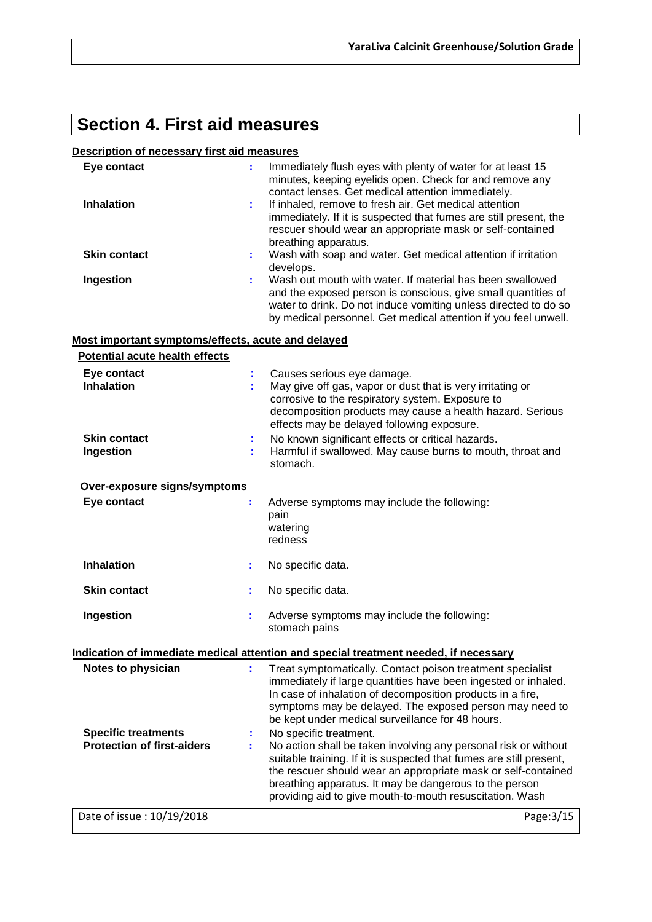# Section 4. First aid measures

## Description of necessary first aid measures

| | |
|---|---|
| **Eye contact** | Immediately flush eyes with plenty of water for at least 15 minutes, keeping eyelids open. Check for and remove any contact lenses. Get medical attention immediately. |
| **Inhalation** | If inhaled, remove to fresh air. Get medical attention immediately. If it is suspected that fumes are still present, the rescuer should wear an appropriate mask or self-contained breathing apparatus. |
| **Skin contact** | Wash with soap and water. Get medical attention if irritation develops. |
| **Ingestion** | Wash out mouth with water. If material has been swallowed and the exposed person is conscious, give small quantities of water to drink. Do not induce vomiting unless directed to do so by medical personnel. Get medical attention if you feel unwell. |

## Most important symptoms/effects, acute and delayed

### Potential acute health effects

| | |
|---|---|
| **Eye contact** | Causes serious eye damage. |
| **Inhalation** | May give off gas, vapor or dust that is very irritating or corrosive to the respiratory system. Exposure to decomposition products may cause a health hazard. Serious effects may be delayed following exposure. |
| **Skin contact** | No known significant effects or critical hazards. |
| **Ingestion** | Harmful if swallowed. May cause burns to mouth, throat and stomach. |

### Over-exposure signs/symptoms

| | |
|---|---|
| **Eye contact** | Adverse symptoms may include the following: pain watering redness |
| **Inhalation** | No specific data. |
| **Skin contact** | No specific data. |
| **Ingestion** | Adverse symptoms may include the following: stomach pains |

## Indication of immediate medical attention and special treatment needed, if necessary

| | |
|---|---|
| **Notes to physician** | Treat symptomatically. Contact poison treatment specialist immediately if large quantities have been ingested or inhaled. In case of inhalation of decomposition products in a fire, symptoms may be delayed. The exposed person may need to be kept under medical surveillance for 48 hours. |
| **Specific treatments** | No specific treatment. |
| **Protection of first-aiders** | No action shall be taken involving any personal risk or without suitable training. If it is suspected that fumes are still present, the rescuer should wear an appropriate mask or self-contained breathing apparatus. It may be dangerous to the person providing aid to give mouth-to-mouth resuscitation. Wash |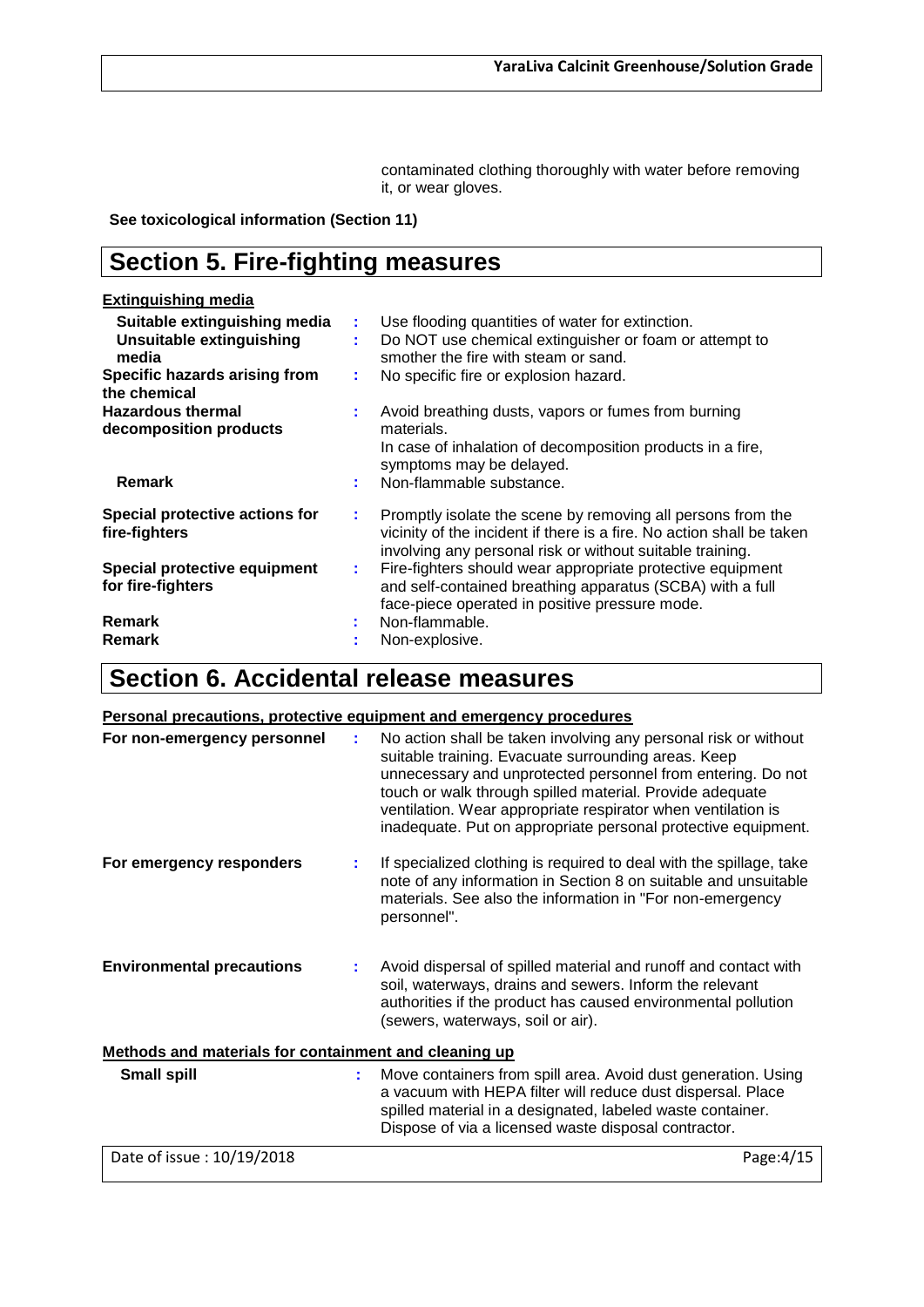contaminated clothing thoroughly with water before removing it, or wear gloves.

**See toxicological information (Section 11)**

## Section 5. Fire-fighting measures

**Extinguishing media**

| | | |
|---|---|---|
| **Suitable extinguishing media** | : | Use flooding quantities of water for extinction. |
| **Unsuitable extinguishing media** | : | Do NOT use chemical extinguisher or foam or attempt to smother the fire with steam or sand. |
| **Specific hazards arising from the chemical** | : | No specific fire or explosion hazard. |
| **Hazardous thermal decomposition products** | : | Avoid breathing dusts, vapors or fumes from burning materials. In case of inhalation of decomposition products in a fire, symptoms may be delayed. |
| **Remark** | : | Non-flammable substance. |
| **Special protective actions for fire-fighters** | : | Promptly isolate the scene by removing all persons from the vicinity of the incident if there is a fire. No action shall be taken involving any personal risk or without suitable training. |
| **Special protective equipment for fire-fighters** | : | Fire-fighters should wear appropriate protective equipment and self-contained breathing apparatus (SCBA) with a full face-piece operated in positive pressure mode. |
| **Remark** | : | Non-flammable. |
| **Remark** | : | Non-explosive. |

## Section 6. Accidental release measures

**Personal precautions, protective equipment and emergency procedures**

| | | |
|---|---|---|
| **For non-emergency personnel** | : | No action shall be taken involving any personal risk or without suitable training. Evacuate surrounding areas. Keep unnecessary and unprotected personnel from entering. Do not touch or walk through spilled material. Provide adequate ventilation. Wear appropriate respirator when ventilation is inadequate. Put on appropriate personal protective equipment. |
| **For emergency responders** | : | If specialized clothing is required to deal with the spillage, take note of any information in Section 8 on suitable and unsuitable materials. See also the information in "For non-emergency personnel". |
| **Environmental precautions** | : | Avoid dispersal of spilled material and runoff and contact with soil, waterways, drains and sewers. Inform the relevant authorities if the product has caused environmental pollution (sewers, waterways, soil or air). |

**Methods and materials for containment and cleaning up**

| | | |
|---|---|---|
| **Small spill** | : | Move containers from spill area. Avoid dust generation. Using a vacuum with HEPA filter will reduce dust dispersal. Place spilled material in a designated, labeled waste container. Dispose of via a licensed waste disposal contractor. |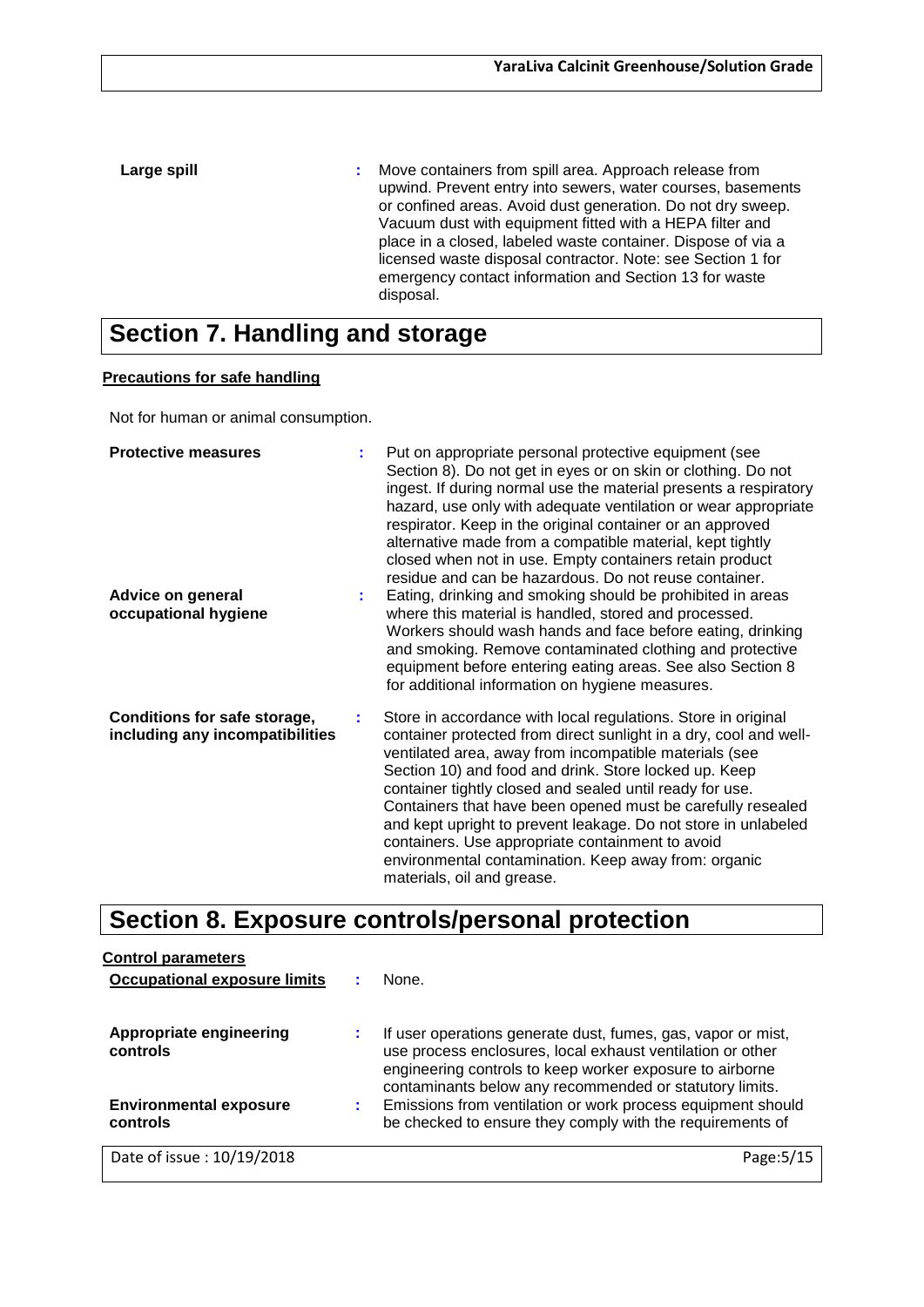**Large spill** : Move containers from spill area. Approach release from upwind. Prevent entry into sewers, water courses, basements or confined areas. Avoid dust generation. Do not dry sweep. Vacuum dust with equipment fitted with a HEPA filter and place in a closed, labeled waste container. Dispose of via a licensed waste disposal contractor. Note: see Section 1 for emergency contact information and Section 13 for waste disposal.

# Section 7. Handling and storage

**Precautions for safe handling**

Not for human or animal consumption.

**Protective measures** : Put on appropriate personal protective equipment (see Section 8). Do not get in eyes or on skin or clothing. Do not ingest. If during normal use the material presents a respiratory hazard, use only with adequate ventilation or wear appropriate respirator. Keep in the original container or an approved alternative made from a compatible material, kept tightly closed when not in use. Empty containers retain product residue and can be hazardous. Do not reuse container.

**Advice on general occupational hygiene** : Eating, drinking and smoking should be prohibited in areas where this material is handled, stored and processed. Workers should wash hands and face before eating, drinking and smoking. Remove contaminated clothing and protective equipment before entering eating areas. See also Section 8 for additional information on hygiene measures.

**Conditions for safe storage, including any incompatibilities** : Store in accordance with local regulations. Store in original container protected from direct sunlight in a dry, cool and well-ventilated area, away from incompatible materials (see Section 10) and food and drink. Store locked up. Keep container tightly closed and sealed until ready for use. Containers that have been opened must be carefully resealed and kept upright to prevent leakage. Do not store in unlabeled containers. Use appropriate containment to avoid environmental contamination. Keep away from: organic materials, oil and grease.

# Section 8. Exposure controls/personal protection

**Control parameters**

**Occupational exposure limits** : None.

**Appropriate engineering controls** : If user operations generate dust, fumes, gas, vapor or mist, use process enclosures, local exhaust ventilation or other engineering controls to keep worker exposure to airborne contaminants below any recommended or statutory limits.

**Environmental exposure controls** : Emissions from ventilation or work process equipment should be checked to ensure they comply with the requirements of

Date of issue : 10/19/2018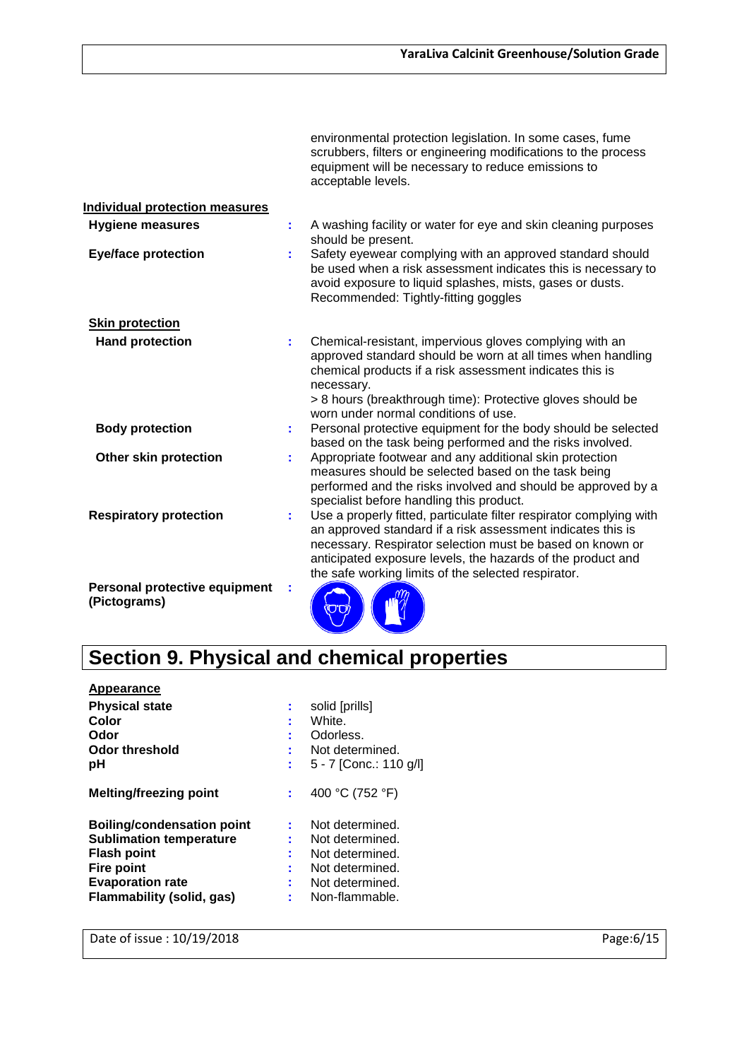environmental protection legislation. In some cases, fume scrubbers, filters or engineering modifications to the process equipment will be necessary to reduce emissions to acceptable levels.

**Individual protection measures**

| | | |
|---|---|---|
| **Hygiene measures** | : | A washing facility or water for eye and skin cleaning purposes should be present. |
| **Eye/face protection** | : | Safety eyewear complying with an approved standard should be used when a risk assessment indicates this is necessary to avoid exposure to liquid splashes, mists, gases or dusts. Recommended: Tightly-fitting goggles |

**Skin protection**

| | | |
|---|---|---|
| **Hand protection** | : | Chemical-resistant, impervious gloves complying with an approved standard should be worn at all times when handling chemical products if a risk assessment indicates this is necessary. > 8 hours (breakthrough time): Protective gloves should be worn under normal conditions of use. |
| **Body protection** | : | Personal protective equipment for the body should be selected based on the task being performed and the risks involved. |
| **Other skin protection** | : | Appropriate footwear and any additional skin protection measures should be selected based on the task being performed and the risks involved and should be approved by a specialist before handling this product. |
| **Respiratory protection** | : | Use a properly fitted, particulate filter respirator complying with an approved standard if a risk assessment indicates this is necessary. Respirator selection must be based on known or anticipated exposure levels, the hazards of the product and the safe working limits of the selected respirator. |
| **Personal protective equipment (Pictograms)** | : | |

# Section 9. Physical and chemical properties

**Appearance**

| | | |
|---|---|---|
| **Physical state** | : | solid [prills] |
| **Color** | : | White. |
| **Odor** | : | Odorless. |
| **Odor threshold** | : | Not determined. |
| **pH** | : | 5 - 7 [Conc.: 110 g/l] |
| **Melting/freezing point** | : | 400 °C (752 °F) |
| **Boiling/condensation point** | : | Not determined. |
| **Sublimation temperature** | : | Not determined. |
| **Flash point** | : | Not determined. |
| **Fire point** | : | Not determined. |
| **Evaporation rate** | : | Not determined. |
| **Flammability (solid, gas)** | : | Non-flammable. |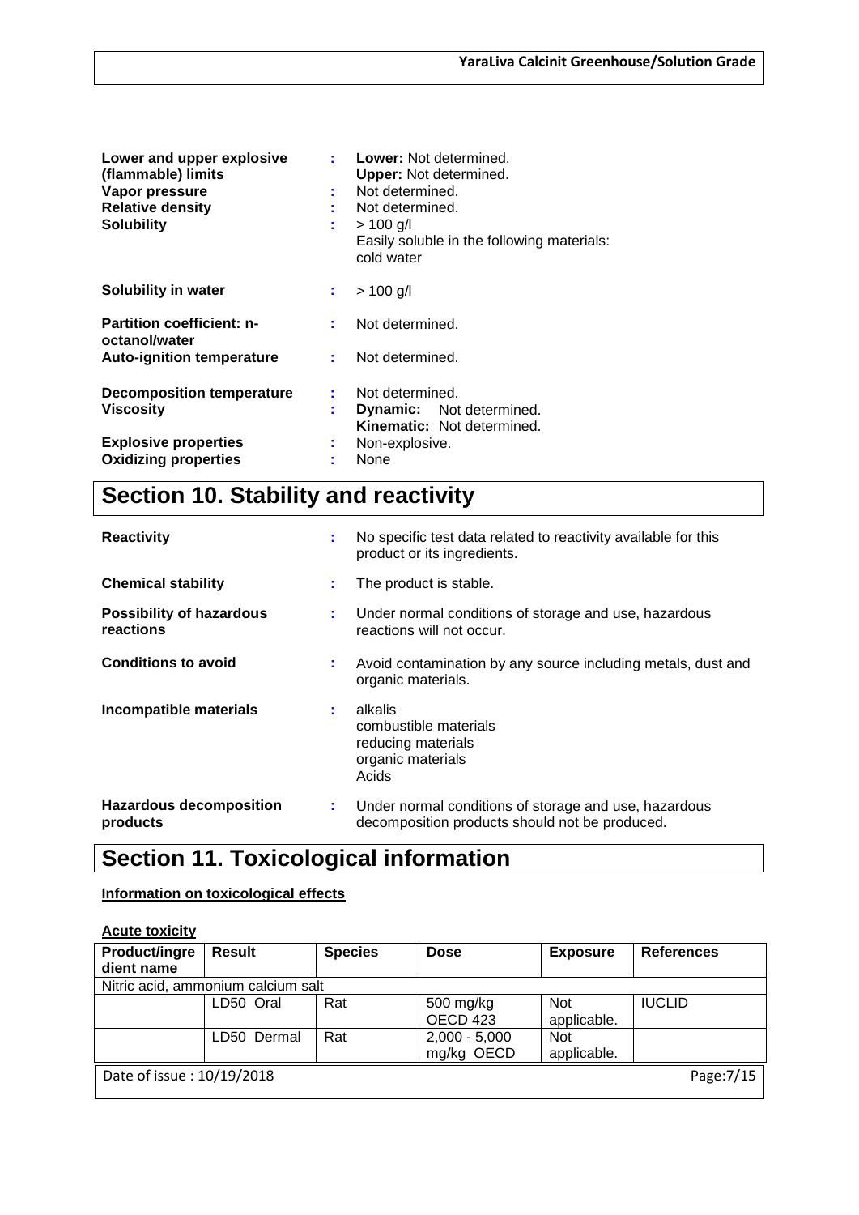| | | |
|---|---|---|
| **Lower and upper explosive (flammable) limits** | : | **Lower:** Not determined.<br>**Upper:** Not determined. |
| **Vapor pressure** | : | Not determined. |
| **Relative density** | : | Not determined. |
| **Solubility** | : | > 100 g/l<br>Easily soluble in the following materials: cold water |
| **Solubility in water** | : | > 100 g/l |
| **Partition coefficient: n-octanol/water** | : | Not determined. |
| **Auto-ignition temperature** | : | Not determined. |
| **Decomposition temperature** | : | Not determined. |
| **Viscosity** | : | **Dynamic:** Not determined.<br>**Kinematic:** Not determined. |
| **Explosive properties** | : | Non-explosive. |
| **Oxidizing properties** | : | None |

# Section 10. Stability and reactivity

| | | |
|---|---|---|
| **Reactivity** | : | No specific test data related to reactivity available for this product or its ingredients. |
| **Chemical stability** | : | The product is stable. |
| **Possibility of hazardous reactions** | : | Under normal conditions of storage and use, hazardous reactions will not occur. |
| **Conditions to avoid** | : | Avoid contamination by any source including metals, dust and organic materials. |
| **Incompatible materials** | : | alkalis<br>combustible materials<br>reducing materials<br>organic materials<br>Acids |
| **Hazardous decomposition products** | : | Under normal conditions of storage and use, hazardous decomposition products should not be produced. |

# Section 11. Toxicological information

**Information on toxicological effects**

**Acute toxicity**

| Product/ingredient name | Result | Species | Dose | Exposure | References |
|---|---|---|---|---|---|
| Nitric acid, ammonium calcium salt | | | | | |
| | LD50 Oral | Rat | 500 mg/kg OECD 423 | Not applicable. | IUCLID |
| | LD50 Dermal | Rat | 2,000 - 5,000 mg/kg OECD | Not applicable. | |

Date of issue : 10/19/2018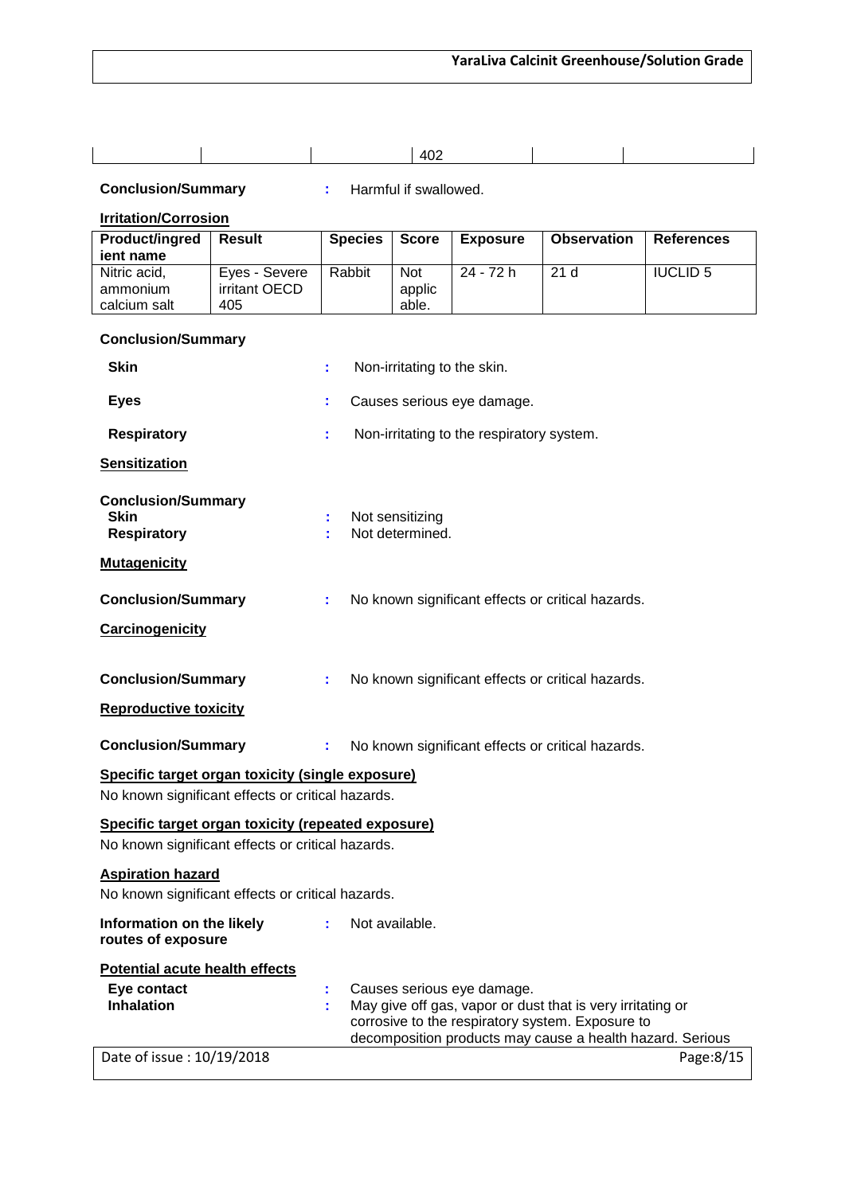| | | | 402 | | | |
|---|---|---|---|---|---|---|

**Conclusion/Summary** : Harmful if swallowed.

**Irritation/Corrosion**

| Product/ingredient name | Result | Species | Score | Exposure | Observation | References |
|---|---|---|---|---|---|---|
| Nitric acid, ammonium calcium salt | Eyes - Severe irritant OECD 405 | Rabbit | Not applicable. | 24 - 72 h | 21 d | IUCLID 5 |

**Conclusion/Summary**

**Skin** : Non-irritating to the skin.

**Eyes** : Causes serious eye damage.

**Respiratory** : Non-irritating to the respiratory system.

**Sensitization**

**Conclusion/Summary**

**Skin** : Not sensitizing

**Respiratory** : Not determined.

**Mutagenicity**

**Conclusion/Summary** : No known significant effects or critical hazards.

**Carcinogenicity**

**Conclusion/Summary** : No known significant effects or critical hazards.

**Reproductive toxicity**

**Conclusion/Summary** : No known significant effects or critical hazards.

**Specific target organ toxicity (single exposure)**

No known significant effects or critical hazards.

**Specific target organ toxicity (repeated exposure)**

No known significant effects or critical hazards.

**Aspiration hazard**

No known significant effects or critical hazards.

**Information on the likely routes of exposure** : Not available.

**Potential acute health effects**

**Eye contact** : Causes serious eye damage.

**Inhalation** : May give off gas, vapor or dust that is very irritating or corrosive to the respiratory system. Exposure to decomposition products may cause a health hazard. Serious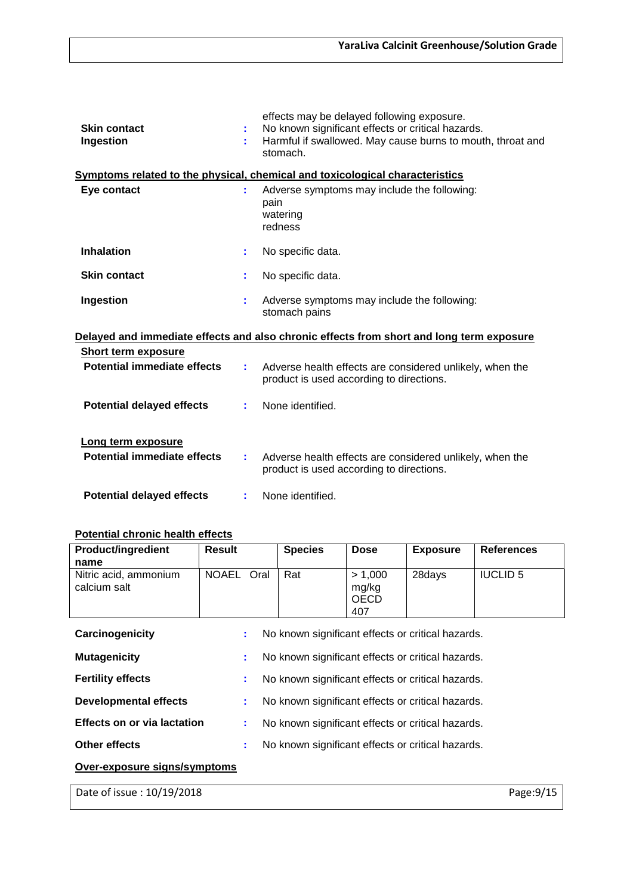effects may be delayed following exposure.

**Skin contact** : No known significant effects or critical hazards.

**Ingestion** : Harmful if swallowed. May cause burns to mouth, throat and stomach.

**Symptoms related to the physical, chemical and toxicological characteristics**

**Eye contact** : Adverse symptoms may include the following:
pain
watering
redness

**Inhalation** : No specific data.

**Skin contact** : No specific data.

**Ingestion** : Adverse symptoms may include the following:
stomach pains

**Delayed and immediate effects and also chronic effects from short and long term exposure**

**Short term exposure**

**Potential immediate effects** : Adverse health effects are considered unlikely, when the product is used according to directions.

**Potential delayed effects** : None identified.

**Long term exposure**

**Potential immediate effects** : Adverse health effects are considered unlikely, when the product is used according to directions.

**Potential delayed effects** : None identified.

**Potential chronic health effects**

| Product/ingredient name | Result | Species | Dose | Exposure | References |
|---|---|---|---|---|---|
| Nitric acid, ammonium calcium salt | NOAEL Oral | Rat | > 1,000 mg/kg OECD 407 | 28days | IUCLID 5 |

**Carcinogenicity** : No known significant effects or critical hazards.

**Mutagenicity** : No known significant effects or critical hazards.

**Fertility effects** : No known significant effects or critical hazards.

**Developmental effects** : No known significant effects or critical hazards.

**Effects on or via lactation** : No known significant effects or critical hazards.

**Other effects** : No known significant effects or critical hazards.

**Over-exposure signs/symptoms**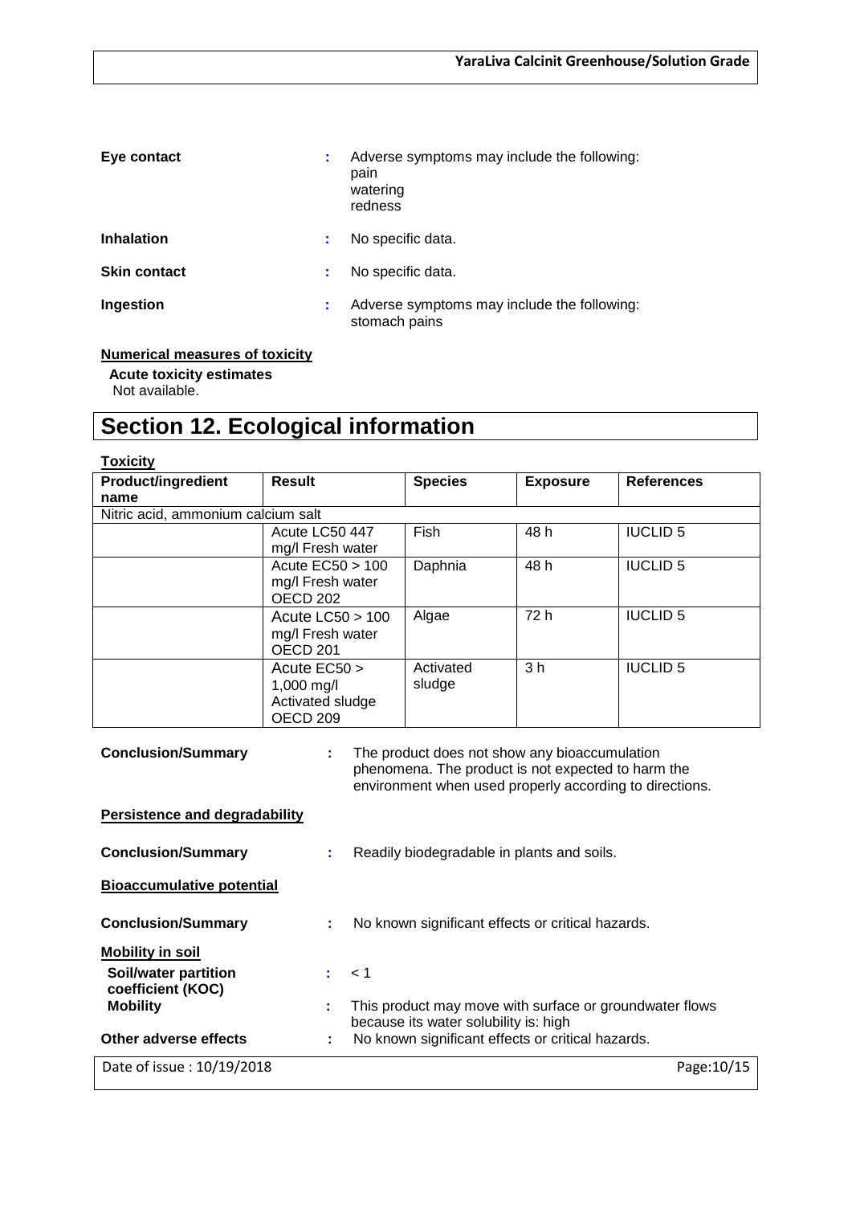**Eye contact** : Adverse symptoms may include the following:
pain
watering
redness

**Inhalation** : No specific data.

**Skin contact** : No specific data.

**Ingestion** : Adverse symptoms may include the following:
stomach pains

**Numerical measures of toxicity**

**Acute toxicity estimates**

Not available.

# Section 12. Ecological information

**Toxicity**

| Product/ingredient name | Result | Species | Exposure | References |
|---|---|---|---|---|
| Nitric acid, ammonium calcium salt | | | | |
| | Acute LC50 447 mg/l Fresh water | Fish | 48 h | IUCLID 5 |
| | Acute EC50 > 100 mg/l Fresh water OECD 202 | Daphnia | 48 h | IUCLID 5 |
| | Acute LC50 > 100 mg/l Fresh water OECD 201 | Algae | 72 h | IUCLID 5 |
| | Acute EC50 > 1,000 mg/l Activated sludge OECD 209 | Activated sludge | 3 h | IUCLID 5 |

**Conclusion/Summary** : The product does not show any bioaccumulation phenomena. The product is not expected to harm the environment when used properly according to directions.

**Persistence and degradability**

**Conclusion/Summary** : Readily biodegradable in plants and soils.

**Bioaccumulative potential**

**Conclusion/Summary** : No known significant effects or critical hazards.

**Mobility in soil**

**Soil/water partition coefficient (KOC)** : < 1

**Mobility** : This product may move with surface or groundwater flows because its water solubility is: high

**Other adverse effects** : No known significant effects or critical hazards.

Date of issue : 10/19/2018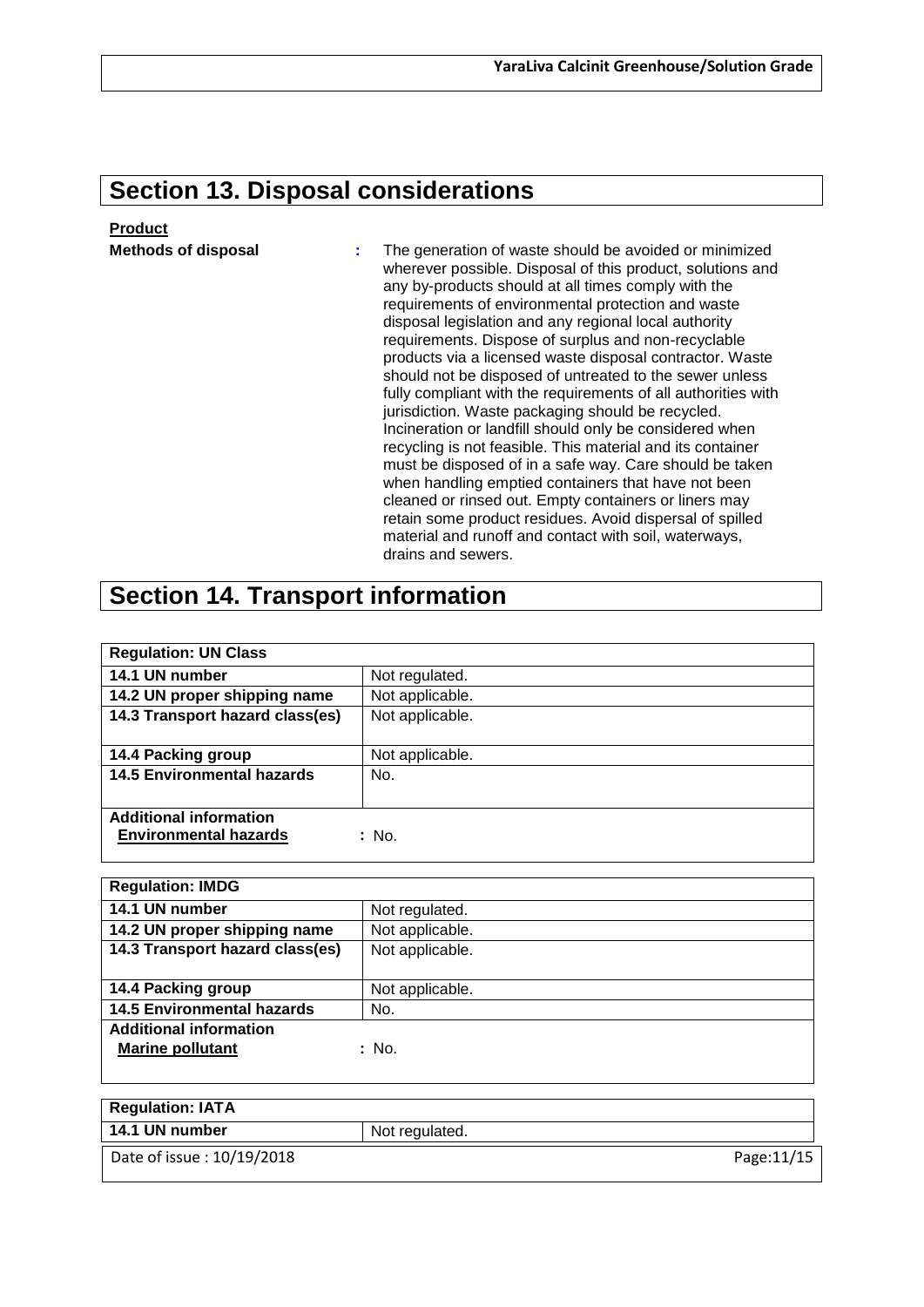## Section 13. Disposal considerations

**Product**

**Methods of disposal** : The generation of waste should be avoided or minimized wherever possible. Disposal of this product, solutions and any by-products should at all times comply with the requirements of environmental protection and waste disposal legislation and any regional local authority requirements. Dispose of surplus and non-recyclable products via a licensed waste disposal contractor. Waste should not be disposed of untreated to the sewer unless fully compliant with the requirements of all authorities with jurisdiction. Waste packaging should be recycled. Incineration or landfill should only be considered when recycling is not feasible. This material and its container must be disposed of in a safe way. Care should be taken when handling emptied containers that have not been cleaned or rinsed out. Empty containers or liners may retain some product residues. Avoid dispersal of spilled material and runoff and contact with soil, waterways, drains and sewers.

## Section 14. Transport information

| **Regulation: UN Class** | |
|---|---|
| **14.1 UN number** | Not regulated. |
| **14.2 UN proper shipping name** | Not applicable. |
| **14.3 Transport hazard class(es)** | Not applicable. |
| **14.4 Packing group** | Not applicable. |
| **14.5 Environmental hazards** | No. |
| **Additional information** **Environmental hazards** | : No. |

| **Regulation: IMDG** | |
|---|---|
| **14.1 UN number** | Not regulated. |
| **14.2 UN proper shipping name** | Not applicable. |
| **14.3 Transport hazard class(es)** | Not applicable. |
| **14.4 Packing group** | Not applicable. |
| **14.5 Environmental hazards** | No. |
| **Additional information** **Marine pollutant** | : No. |

| **Regulation: IATA** | |
|---|---|
| **14.1 UN number** | Not regulated. |

Date of issue : 10/19/2018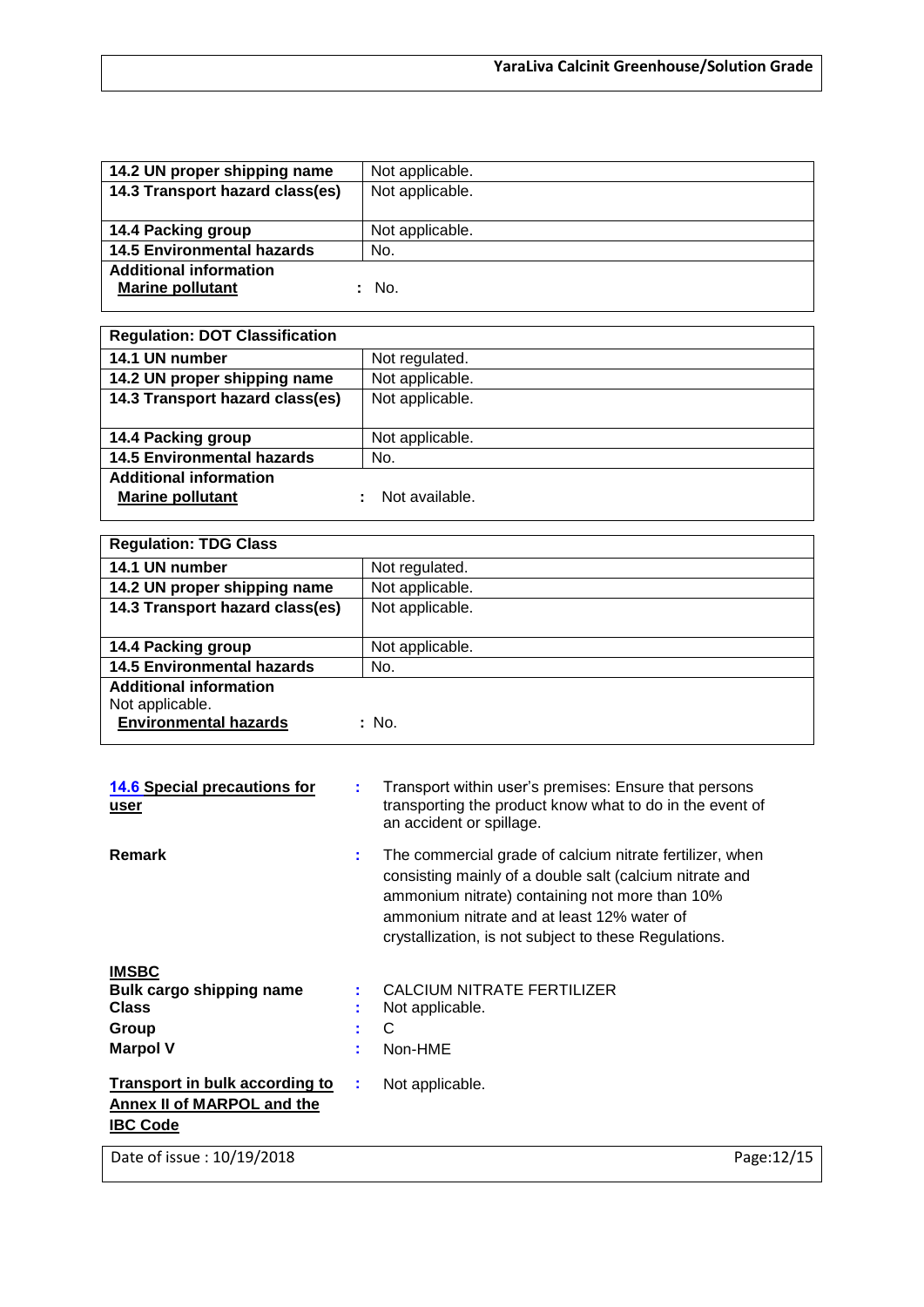| | |
|---|---|
| **14.2 UN proper shipping name** | Not applicable. |
| **14.3 Transport hazard class(es)** | Not applicable. |
| **14.4 Packing group** | Not applicable. |
| **14.5 Environmental hazards** | No. |
| **Additional information** | |
| **Marine pollutant** | : No. |

| **Regulation: DOT Classification** | |
|---|---|
| **14.1 UN number** | Not regulated. |
| **14.2 UN proper shipping name** | Not applicable. |
| **14.3 Transport hazard class(es)** | Not applicable. |
| **14.4 Packing group** | Not applicable. |
| **14.5 Environmental hazards** | No. |
| **Additional information** | |
| **Marine pollutant** | : Not available. |

| **Regulation: TDG Class** | |
|---|---|
| **14.1 UN number** | Not regulated. |
| **14.2 UN proper shipping name** | Not applicable. |
| **14.3 Transport hazard class(es)** | Not applicable. |
| **14.4 Packing group** | Not applicable. |
| **14.5 Environmental hazards** | No. |
| **Additional information** Not applicable. | |
| **Environmental hazards** | : No. |

**14.6 Special precautions for user** : Transport within user's premises: Ensure that persons transporting the product know what to do in the event of an accident or spillage.

**Remark** : The commercial grade of calcium nitrate fertilizer, when consisting mainly of a double salt (calcium nitrate and ammonium nitrate) containing not more than 10% ammonium nitrate and at least 12% water of crystallization, is not subject to these Regulations.

**IMSBC**

**Bulk cargo shipping name** : CALCIUM NITRATE FERTILIZER

**Class** : Not applicable.

**Group** : C

**Marpol V** : Non-HME

**Transport in bulk according to Annex II of MARPOL and the IBC Code** : Not applicable.

Date of issue : 10/19/2018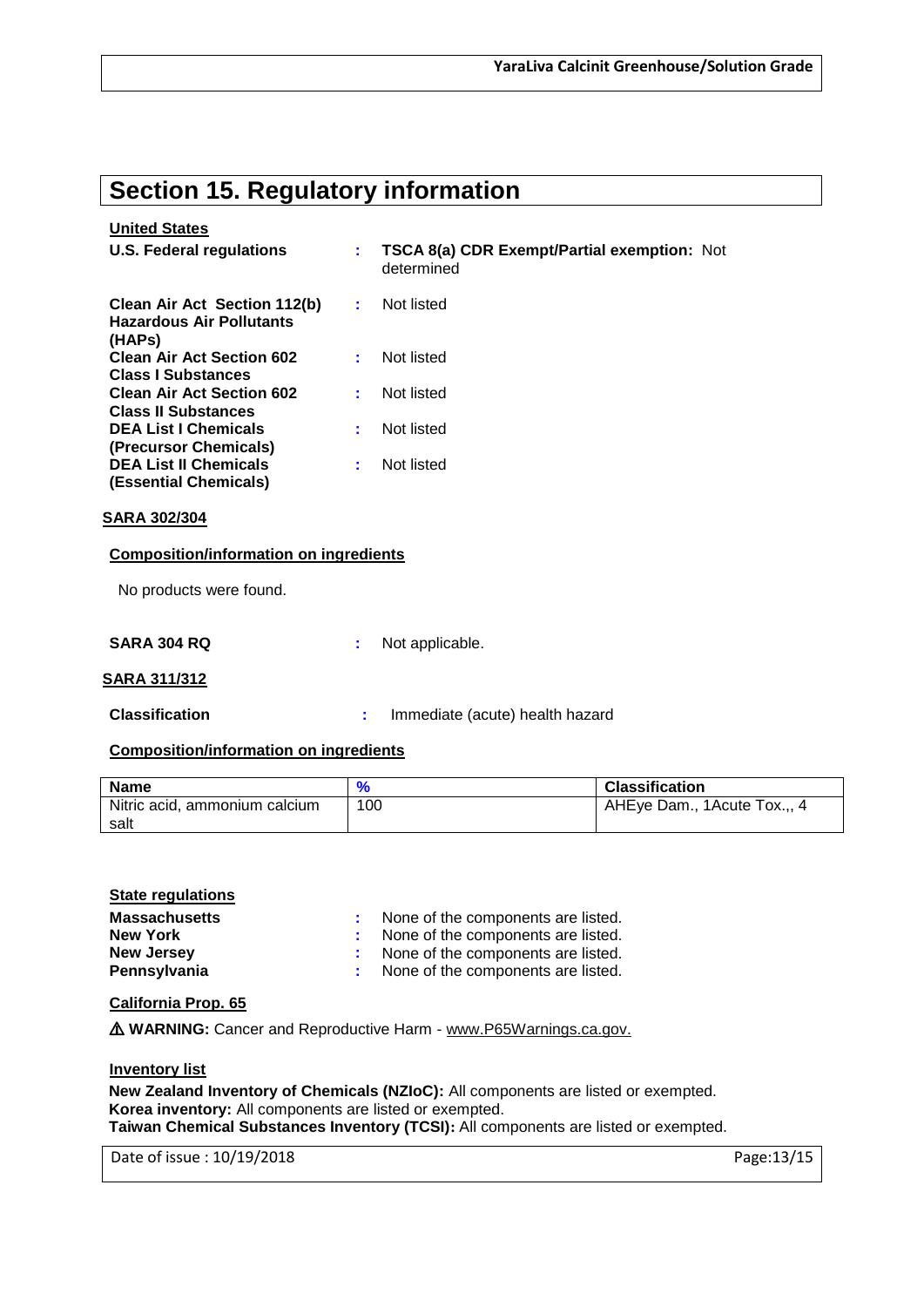# Section 15. Regulatory information

**United States**

**U.S. Federal regulations** : **TSCA 8(a) CDR Exempt/Partial exemption:** Not determined

**Clean Air Act Section 112(b) Hazardous Air Pollutants (HAPs)** : Not listed

**Clean Air Act Section 602 Class I Substances** : Not listed

**Clean Air Act Section 602 Class II Substances** : Not listed

**DEA List I Chemicals (Precursor Chemicals)** : Not listed

**DEA List II Chemicals (Essential Chemicals)** : Not listed

**SARA 302/304**

**Composition/information on ingredients**

No products were found.

**SARA 304 RQ** : Not applicable.

**SARA 311/312**

**Classification** : Immediate (acute) health hazard

**Composition/information on ingredients**

| Name | % | Classification |
|---|---|---|
| Nitric acid, ammonium calcium salt | 100 | AHEye Dam., 1Acute Tox.,, 4 |

**State regulations**

**Massachusetts** : None of the components are listed.
**New York** : None of the components are listed.
**New Jersey** : None of the components are listed.
**Pennsylvania** : None of the components are listed.

**California Prop. 65**

⚠ **WARNING:** Cancer and Reproductive Harm - www.P65Warnings.ca.gov.

**Inventory list**

**New Zealand Inventory of Chemicals (NZIoC):** All components are listed or exempted.
**Korea inventory:** All components are listed or exempted.
**Taiwan Chemical Substances Inventory (TCSI):** All components are listed or exempted.

Date of issue : 10/19/2018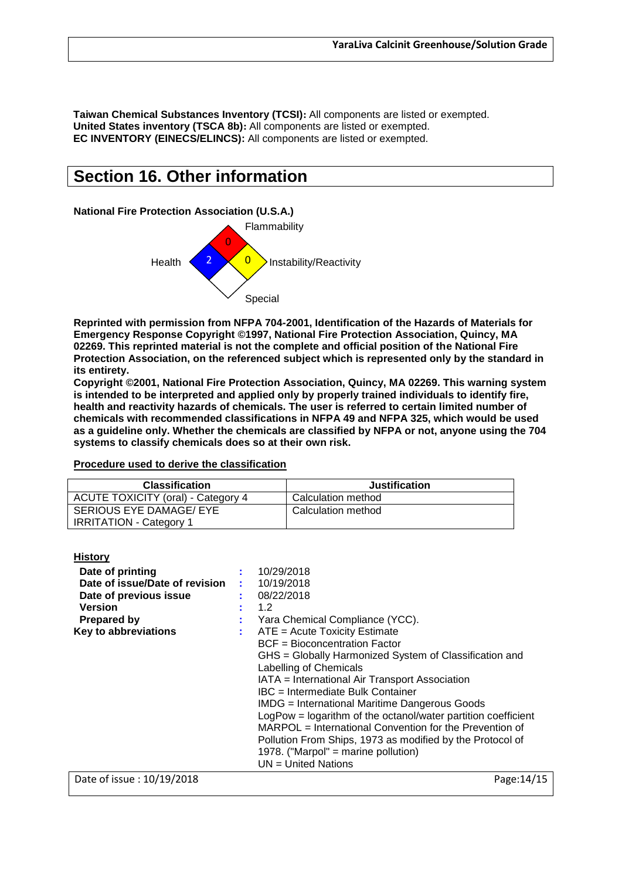**Taiwan Chemical Substances Inventory (TCSI):** All components are listed or exempted.
**United States inventory (TSCA 8b):** All components are listed or exempted.
**EC INVENTORY (EINECS/ELINCS):** All components are listed or exempted.

# Section 16. Other information

**National Fire Protection Association (U.S.A.)**

Flammability: 0
Health: 2
Instability/Reactivity: 0
Special

**Reprinted with permission from NFPA 704-2001, Identification of the Hazards of Materials for Emergency Response Copyright ©1997, National Fire Protection Association, Quincy, MA 02269. This reprinted material is not the complete and official position of the National Fire Protection Association, on the referenced subject which is represented only by the standard in its entirety.**
**Copyright ©2001, National Fire Protection Association, Quincy, MA 02269. This warning system is intended to be interpreted and applied only by properly trained individuals to identify fire, health and reactivity hazards of chemicals. The user is referred to certain limited number of chemicals with recommended classifications in NFPA 49 and NFPA 325, which would be used as a guideline only. Whether the chemicals are classified by NFPA or not, anyone using the 704 systems to classify chemicals does so at their own risk.**

**Procedure used to derive the classification**

| Classification | Justification |
|---|---|
| ACUTE TOXICITY (oral) - Category 4 | Calculation method |
| SERIOUS EYE DAMAGE/ EYE IRRITATION - Category 1 | Calculation method |

**History**

**Date of printing** : 10/29/2018
**Date of issue/Date of revision** : 10/19/2018
**Date of previous issue** : 08/22/2018
**Version** : 1.2
**Prepared by** : Yara Chemical Compliance (YCC).
**Key to abbreviations** : ATE = Acute Toxicity Estimate
BCF = Bioconcentration Factor
GHS = Globally Harmonized System of Classification and Labelling of Chemicals
IATA = International Air Transport Association
IBC = Intermediate Bulk Container
IMDG = International Maritime Dangerous Goods
LogPow = logarithm of the octanol/water partition coefficient
MARPOL = International Convention for the Prevention of Pollution From Ships, 1973 as modified by the Protocol of 1978. ("Marpol" = marine pollution)
UN = United Nations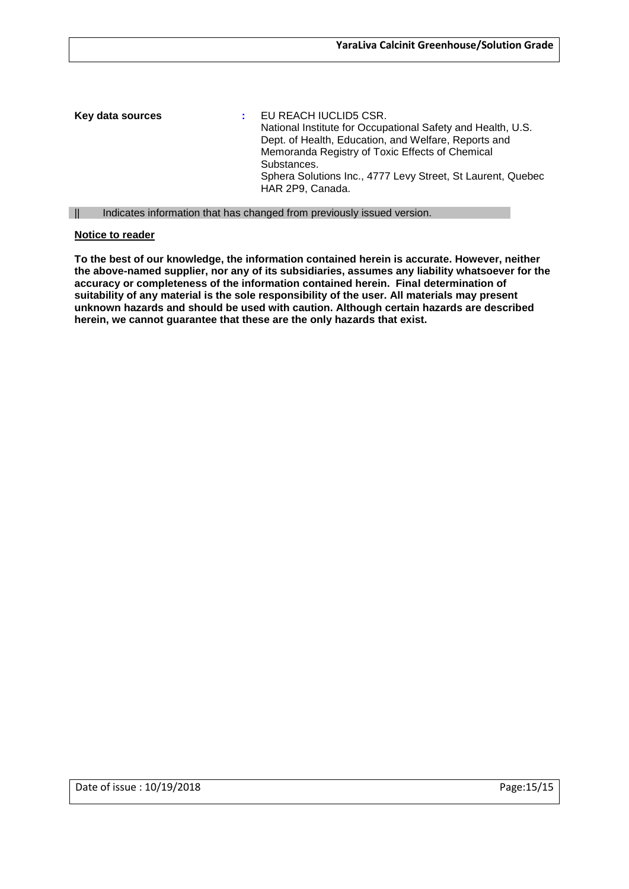**Key data sources** : EU REACH IUCLID5 CSR.
National Institute for Occupational Safety and Health, U.S. Dept. of Health, Education, and Welfare, Reports and Memoranda Registry of Toxic Effects of Chemical Substances.
Sphera Solutions Inc., 4777 Levy Street, St Laurent, Quebec HAR 2P9, Canada.

|| Indicates information that has changed from previously issued version.

**Notice to reader**

**To the best of our knowledge, the information contained herein is accurate. However, neither the above-named supplier, nor any of its subsidiaries, assumes any liability whatsoever for the accuracy or completeness of the information contained herein. Final determination of suitability of any material is the sole responsibility of the user. All materials may present unknown hazards and should be used with caution. Although certain hazards are described herein, we cannot guarantee that these are the only hazards that exist.**